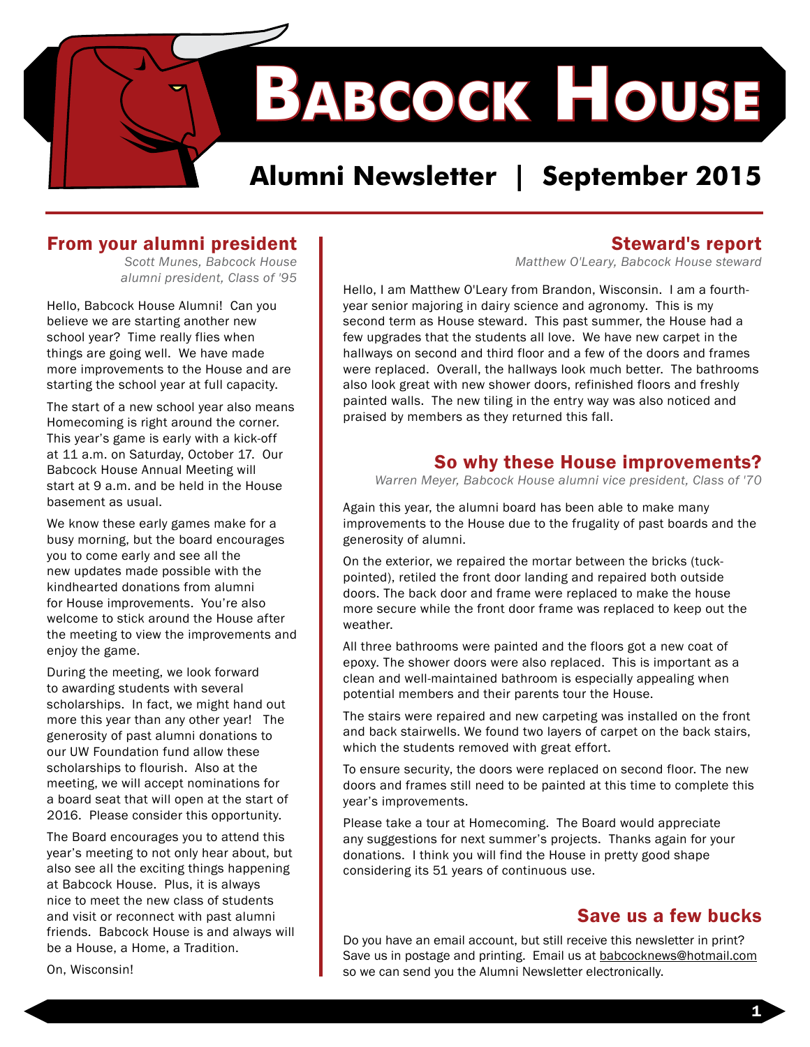# Babcock House

## Alumni Newsletter | September 2015

## From your alumni president

*Scott Munes, Babcock House alumni president, Class of '95*

Hello, Babcock House Alumni! Can you believe we are starting another new school year? Time really flies when things are going well. We have made more improvements to the House and are starting the school year at full capacity.

The start of a new school year also means Homecoming is right around the corner. This year's game is early with a kick-off at 11 a.m. on Saturday, October 17. Our Babcock House Annual Meeting will start at 9 a.m. and be held in the House basement as usual.

We know these early games make for a busy morning, but the board encourages you to come early and see all the new updates made possible with the kindhearted donations from alumni for House improvements. You're also welcome to stick around the House after the meeting to view the improvements and enjoy the game.

During the meeting, we look forward to awarding students with several scholarships. In fact, we might hand out more this year than any other year! The generosity of past alumni donations to our UW Foundation fund allow these scholarships to flourish. Also at the meeting, we will accept nominations for a board seat that will open at the start of 2016. Please consider this opportunity.

The Board encourages you to attend this year's meeting to not only hear about, but also see all the exciting things happening at Babcock House. Plus, it is always nice to meet the new class of students and visit or reconnect with past alumni friends. Babcock House is and always will be a House, a Home, a Tradition.

On, Wisconsin!

## Steward's report

*Matthew O'Leary, Babcock House steward*

Hello, I am Matthew O'Leary from Brandon, Wisconsin. I am a fourth-year senior majoring in dairy science and agronomy. This is my second term as House steward. This past summer, the House had a few upgrades that the students all love. We have new carpet in the hallways on second and third floor and a few of the doors and frames were replaced. Overall, the hallways look much better. The bathrooms also look great with new shower doors, refinished floors and freshly painted walls. The new tiling in the entry way was also noticed and praised by members as they returned this fall.

## So why these House improvements?

*Warren Meyer, Babcock House alumni vice president, Class of '70*

Again this year, the alumni board has been able to make many improvements to the House due to the frugality of past boards and the generosity of alumni.

On the exterior, we repaired the mortar between the bricks (tuck-pointed), retiled the front door landing and repaired both outside doors. The back door and frame were replaced to make the house more secure while the front door frame was replaced to keep out the weather.

All three bathrooms were painted and the floors got a new coat of epoxy. The shower doors were also replaced. This is important as a clean and well-maintained bathroom is especially appealing when potential members and their parents tour the House.

The stairs were repaired and new carpeting was installed on the front and back stairwells. We found two layers of carpet on the back stairs, which the students removed with great effort.

To ensure security, the doors were replaced on second floor. The new doors and frames still need to be painted at this time to complete this year's improvements.

Please take a tour at Homecoming. The Board would appreciate any suggestions for next summer's projects. Thanks again for your donations. I think you will find the House in pretty good shape considering its 51 years of continuous use.

## Save us a few bucks

Do you have an email account, but still receive this newsletter in print? Save us in postage and printing. Email us at babcocknews@hotmail.com so we can send you the Alumni Newsletter electronically.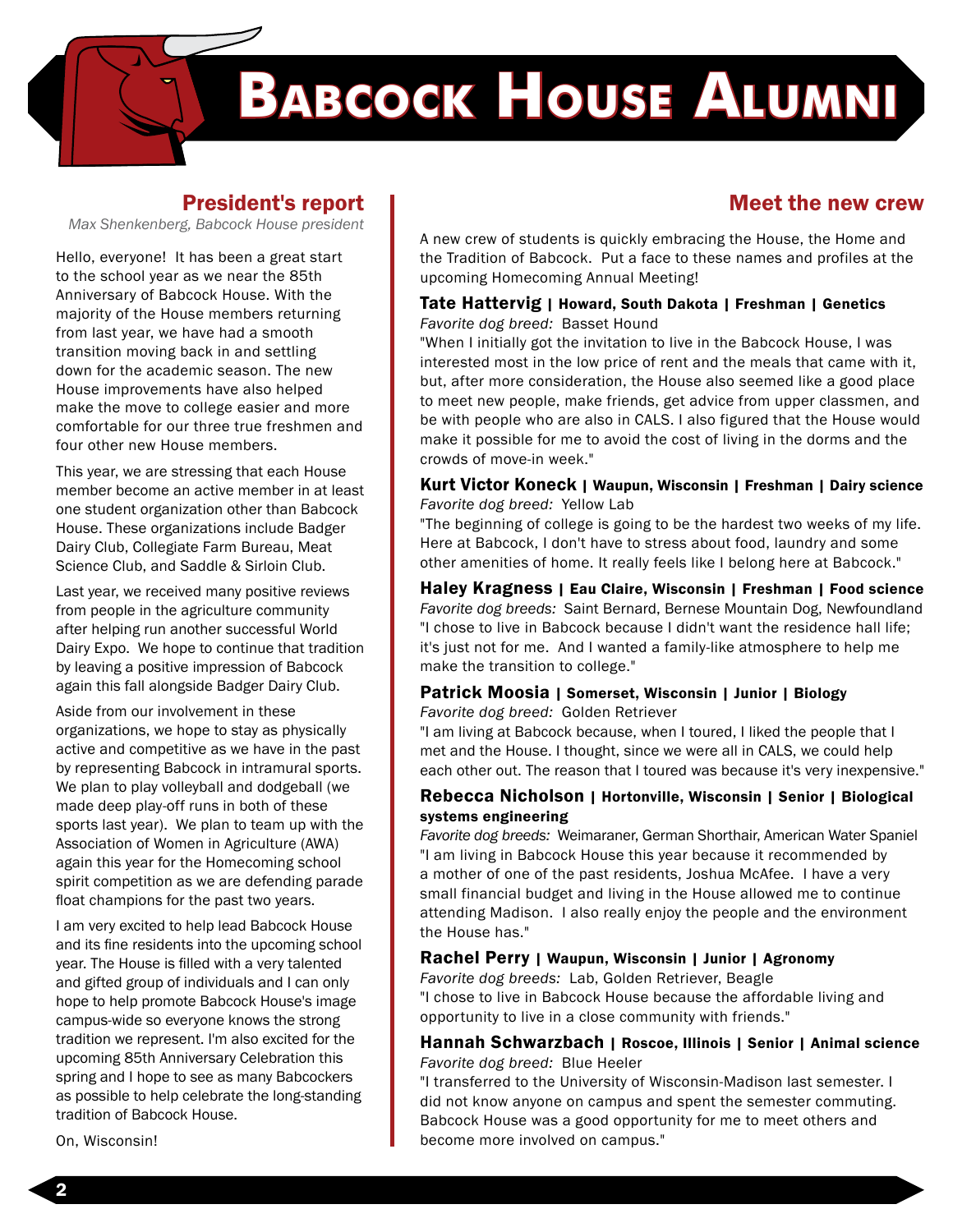# Babcock House Alumni

## President's report

*Max Shenkenberg, Babcock House president*

Hello, everyone! It has been a great start to the school year as we near the 85th Anniversary of Babcock House. With the majority of the House members returning from last year, we have had a smooth transition moving back in and settling down for the academic season. The new House improvements have also helped make the move to college easier and more comfortable for our three true freshmen and four other new House members.

This year, we are stressing that each House member become an active member in at least one student organization other than Babcock House. These organizations include Badger Dairy Club, Collegiate Farm Bureau, Meat Science Club, and Saddle & Sirloin Club.

Last year, we received many positive reviews from people in the agriculture community after helping run another successful World Dairy Expo. We hope to continue that tradition by leaving a positive impression of Babcock again this fall alongside Badger Dairy Club.

Aside from our involvement in these organizations, we hope to stay as physically active and competitive as we have in the past by representing Babcock in intramural sports. We plan to play volleyball and dodgeball (we made deep play-off runs in both of these sports last year). We plan to team up with the Association of Women in Agriculture (AWA) again this year for the Homecoming school spirit competition as we are defending parade float champions for the past two years.

I am very excited to help lead Babcock House and its fine residents into the upcoming school year. The House is filled with a very talented and gifted group of individuals and I can only hope to help promote Babcock House's image campus-wide so everyone knows the strong tradition we represent. I'm also excited for the upcoming 85th Anniversary Celebration this spring and I hope to see as many Babcockers as possible to help celebrate the long-standing tradition of Babcock House.

On, Wisconsin!

## Meet the new crew

A new crew of students is quickly embracing the House, the Home and the Tradition of Babcock. Put a face to these names and profiles at the upcoming Homecoming Annual Meeting!

**Tate Hattervig | Howard, South Dakota | Freshman | Genetics**
*Favorite dog breed:* Basset Hound
"When I initially got the invitation to live in the Babcock House, I was interested most in the low price of rent and the meals that came with it, but, after more consideration, the House also seemed like a good place to meet new people, make friends, get advice from upper classmen, and be with people who are also in CALS. I also figured that the House would make it possible for me to avoid the cost of living in the dorms and the crowds of move-in week."

**Kurt Victor Koneck | Waupun, Wisconsin | Freshman | Dairy science**
*Favorite dog breed:* Yellow Lab
"The beginning of college is going to be the hardest two weeks of my life. Here at Babcock, I don't have to stress about food, laundry and some other amenities of home. It really feels like I belong here at Babcock."

**Haley Kragness | Eau Claire, Wisconsin | Freshman | Food science**
*Favorite dog breeds:* Saint Bernard, Bernese Mountain Dog, Newfoundland
"I chose to live in Babcock because I didn't want the residence hall life; it's just not for me. And I wanted a family-like atmosphere to help me make the transition to college."

**Patrick Moosia | Somerset, Wisconsin | Junior | Biology**
*Favorite dog breed:* Golden Retriever
"I am living at Babcock because, when I toured, I liked the people that I met and the House. I thought, since we were all in CALS, we could help each other out. The reason that I toured was because it's very inexpensive."

**Rebecca Nicholson | Hortonville, Wisconsin | Senior | Biological systems engineering**
*Favorite dog breeds:* Weimaraner, German Shorthair, American Water Spaniel
"I am living in Babcock House this year because it recommended by a mother of one of the past residents, Joshua McAfee. I have a very small financial budget and living in the House allowed me to continue attending Madison. I also really enjoy the people and the environment the House has."

**Rachel Perry | Waupun, Wisconsin | Junior | Agronomy**
*Favorite dog breeds:* Lab, Golden Retriever, Beagle
"I chose to live in Babcock House because the affordable living and opportunity to live in a close community with friends."

**Hannah Schwarzbach | Roscoe, Illinois | Senior | Animal science**
*Favorite dog breed:* Blue Heeler
"I transferred to the University of Wisconsin-Madison last semester. I did not know anyone on campus and spent the semester commuting. Babcock House was a good opportunity for me to meet others and become more involved on campus."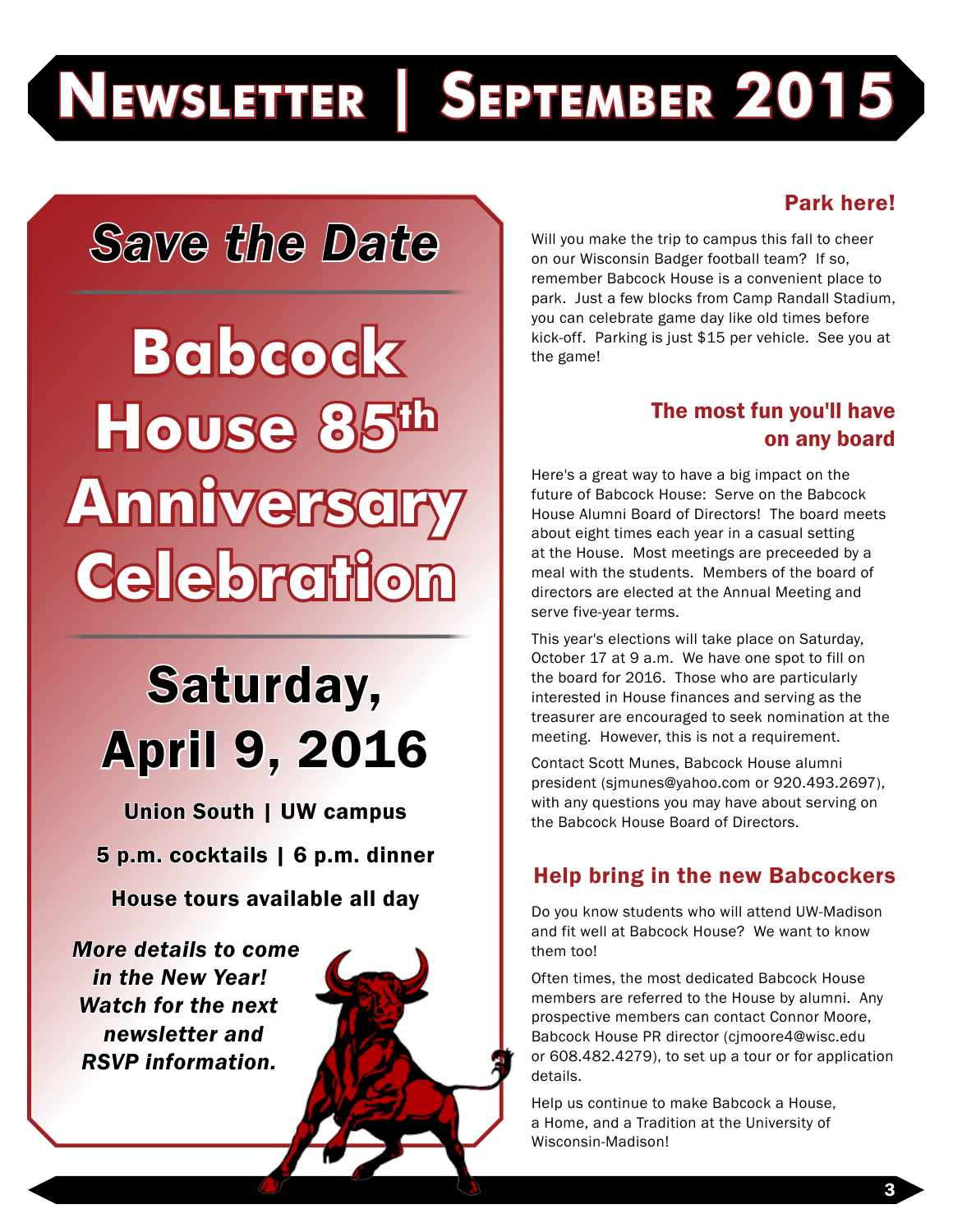# Newsletter | September 2015

## Save the Date

# Babcock House 85th Anniversary Celebration

## Saturday, April 9, 2016

**Union South | UW campus**

**5 p.m. cocktails | 6 p.m. dinner**

**House tours available all day**

***More details to come in the New Year! Watch for the next newsletter and RSVP information.***

## Park here!

Will you make the trip to campus this fall to cheer on our Wisconsin Badger football team? If so, remember Babcock House is a convenient place to park. Just a few blocks from Camp Randall Stadium, you can celebrate game day like old times before kick-off. Parking is just $15 per vehicle. See you at the game!

## The most fun you'll have on any board

Here's a great way to have a big impact on the future of Babcock House: Serve on the Babcock House Alumni Board of Directors! The board meets about eight times each year in a casual setting at the House. Most meetings are preceeded by a meal with the students. Members of the board of directors are elected at the Annual Meeting and serve five-year terms.

This year's elections will take place on Saturday, October 17 at 9 a.m. We have one spot to fill on the board for 2016. Those who are particularly interested in House finances and serving as the treasurer are encouraged to seek nomination at the meeting. However, this is not a requirement.

Contact Scott Munes, Babcock House alumni president (sjmunes@yahoo.com or 920.493.2697), with any questions you may have about serving on the Babcock House Board of Directors.

## Help bring in the new Babcockers

Do you know students who will attend UW-Madison and fit well at Babcock House? We want to know them too!

Often times, the most dedicated Babcock House members are referred to the House by alumni. Any prospective members can contact Connor Moore, Babcock House PR director (cjmoore4@wisc.edu or 608.482.4279), to set up a tour or for application details.

Help us continue to make Babcock a House, a Home, and a Tradition at the University of Wisconsin-Madison!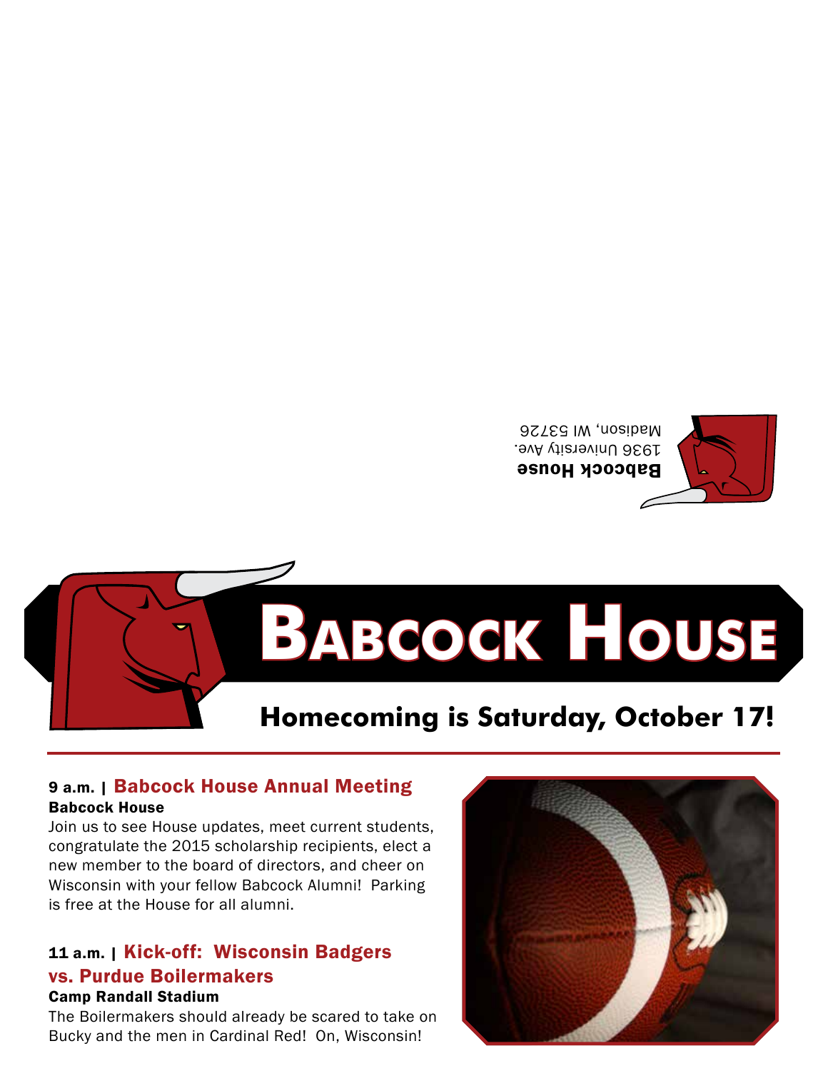**Babcock House**
1936 University Ave.
Madison, WI 53726

# Babcock House

## Homecoming is Saturday, October 17!

### 9 a.m. | Babcock House Annual Meeting

**Babcock House**

Join us to see House updates, meet current students, congratulate the 2015 scholarship recipients, elect a new member to the board of directors, and cheer on Wisconsin with your fellow Babcock Alumni! Parking is free at the House for all alumni.

### 11 a.m. | Kick-off: Wisconsin Badgers vs. Purdue Boilermakers

**Camp Randall Stadium**

The Boilermakers should already be scared to take on Bucky and the men in Cardinal Red! On, Wisconsin!